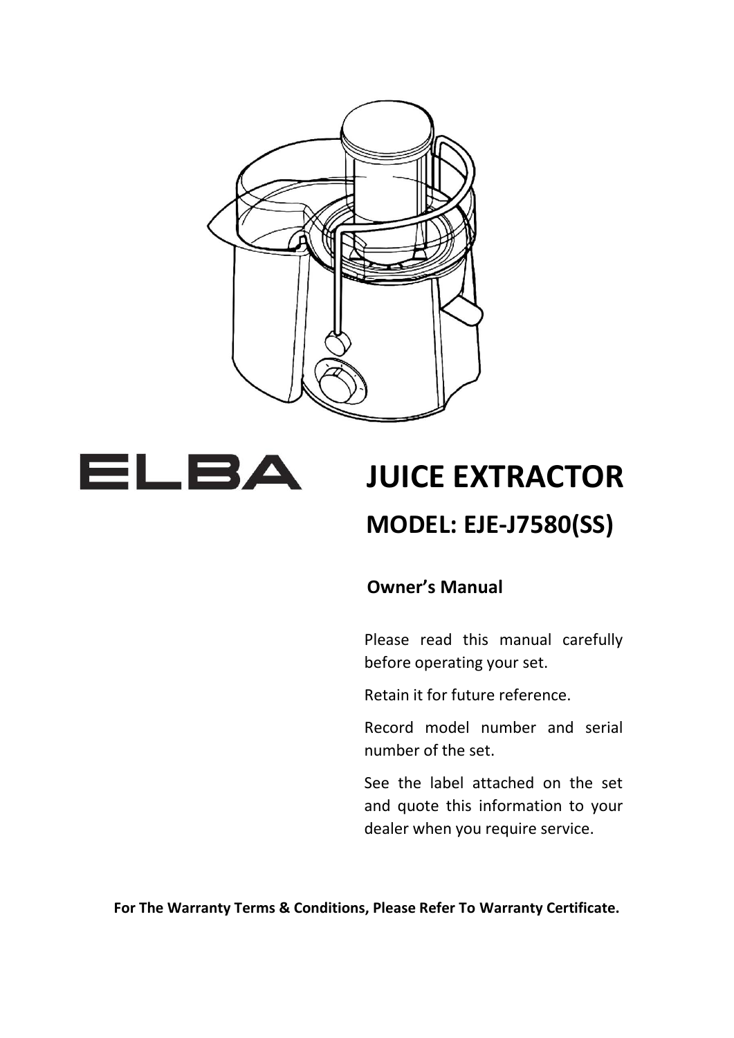ELBA

# JUICE EXTRACTOR

## MODEL: EJE-J7580(SS)

### Owner's Manual

Please read this manual carefully before operating your set.

Retain it for future reference.

Record model number and serial number of the set.

See the label attached on the set and quote this information to your dealer when you require service.

**For The Warranty Terms & Conditions, Please Refer To Warranty Certificate.**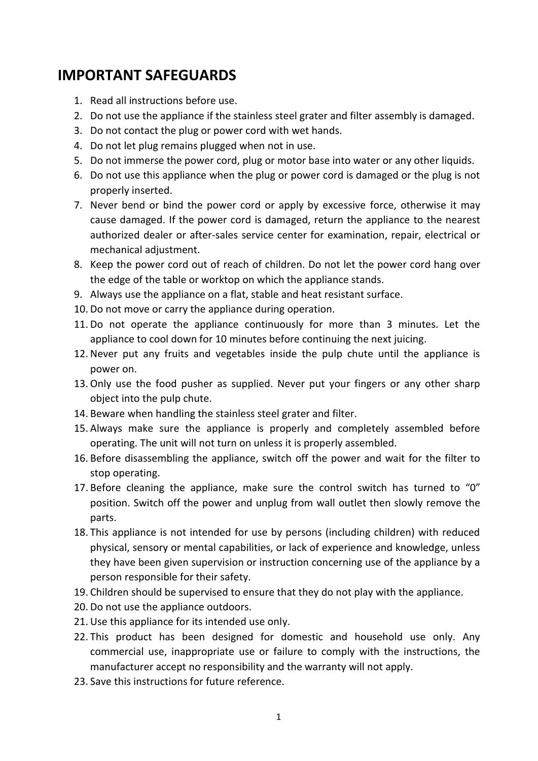# IMPORTANT SAFEGUARDS

1. Read all instructions before use.
2. Do not use the appliance if the stainless steel grater and filter assembly is damaged.
3. Do not contact the plug or power cord with wet hands.
4. Do not let plug remains plugged when not in use.
5. Do not immerse the power cord, plug or motor base into water or any other liquids.
6. Do not use this appliance when the plug or power cord is damaged or the plug is not properly inserted.
7. Never bend or bind the power cord or apply by excessive force, otherwise it may cause damaged. If the power cord is damaged, return the appliance to the nearest authorized dealer or after-sales service center for examination, repair, electrical or mechanical adjustment.
8. Keep the power cord out of reach of children. Do not let the power cord hang over the edge of the table or worktop on which the appliance stands.
9. Always use the appliance on a flat, stable and heat resistant surface.
10. Do not move or carry the appliance during operation.
11. Do not operate the appliance continuously for more than 3 minutes. Let the appliance to cool down for 10 minutes before continuing the next juicing.
12. Never put any fruits and vegetables inside the pulp chute until the appliance is power on.
13. Only use the food pusher as supplied. Never put your fingers or any other sharp object into the pulp chute.
14. Beware when handling the stainless steel grater and filter.
15. Always make sure the appliance is properly and completely assembled before operating. The unit will not turn on unless it is properly assembled.
16. Before disassembling the appliance, switch off the power and wait for the filter to stop operating.
17. Before cleaning the appliance, make sure the control switch has turned to "0" position. Switch off the power and unplug from wall outlet then slowly remove the parts.
18. This appliance is not intended for use by persons (including children) with reduced physical, sensory or mental capabilities, or lack of experience and knowledge, unless they have been given supervision or instruction concerning use of the appliance by a person responsible for their safety.
19. Children should be supervised to ensure that they do not play with the appliance.
20. Do not use the appliance outdoors.
21. Use this appliance for its intended use only.
22. This product has been designed for domestic and household use only. Any commercial use, inappropriate use or failure to comply with the instructions, the manufacturer accept no responsibility and the warranty will not apply.
23. Save this instructions for future reference.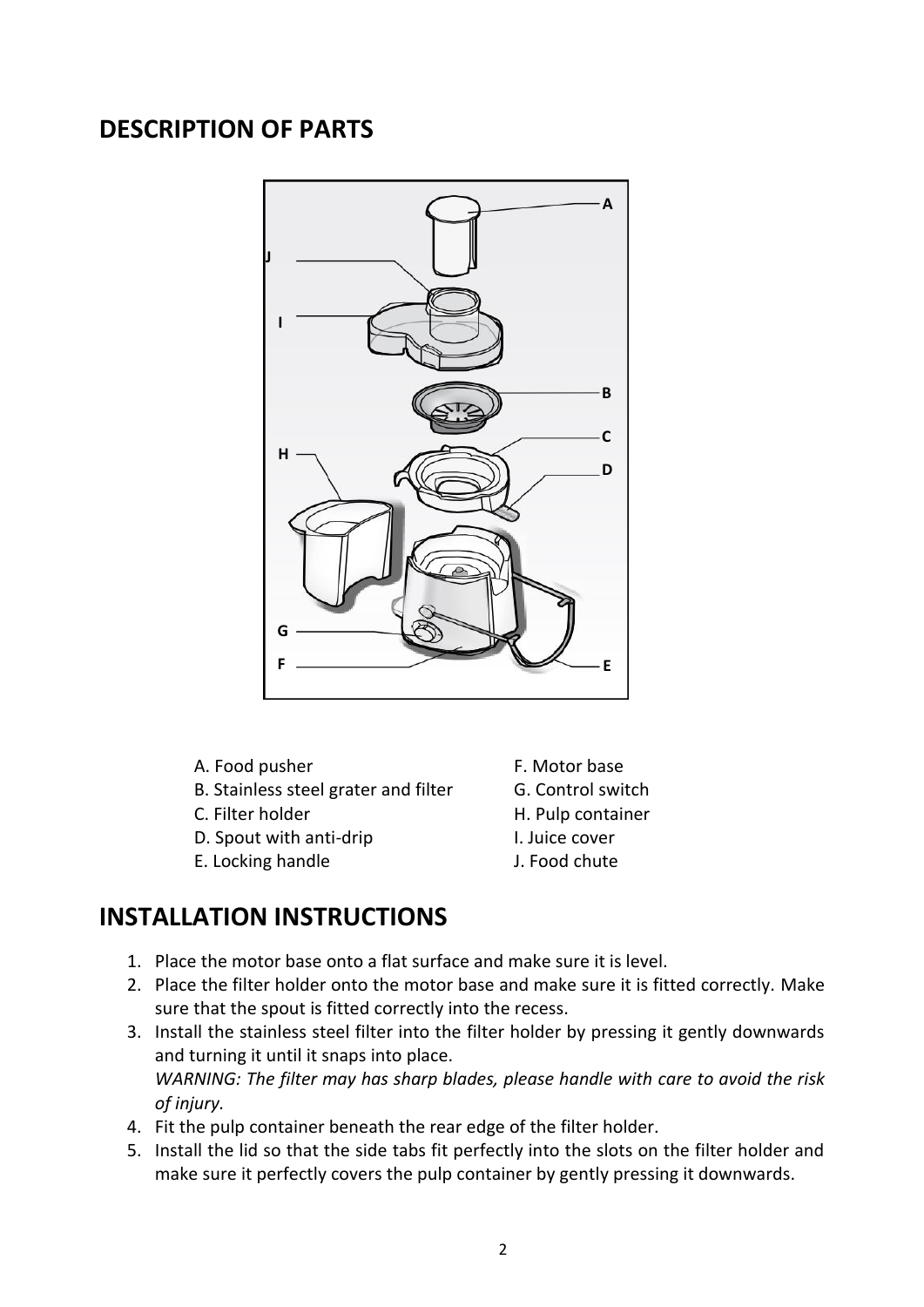## DESCRIPTION OF PARTS

- A. Food pusher
- B. Stainless steel grater and filter
- C. Filter holder
- D. Spout with anti-drip
- E. Locking handle
- F. Motor base
- G. Control switch
- H. Pulp container
- I. Juice cover
- J. Food chute

## INSTALLATION INSTRUCTIONS

1. Place the motor base onto a flat surface and make sure it is level.
2. Place the filter holder onto the motor base and make sure it is fitted correctly. Make sure that the spout is fitted correctly into the recess.
3. Install the stainless steel filter into the filter holder by pressing it gently downwards and turning it until it snaps into place.
   *WARNING: The filter may has sharp blades, please handle with care to avoid the risk of injury.*
4. Fit the pulp container beneath the rear edge of the filter holder.
5. Install the lid so that the side tabs fit perfectly into the slots on the filter holder and make sure it perfectly covers the pulp container by gently pressing it downwards.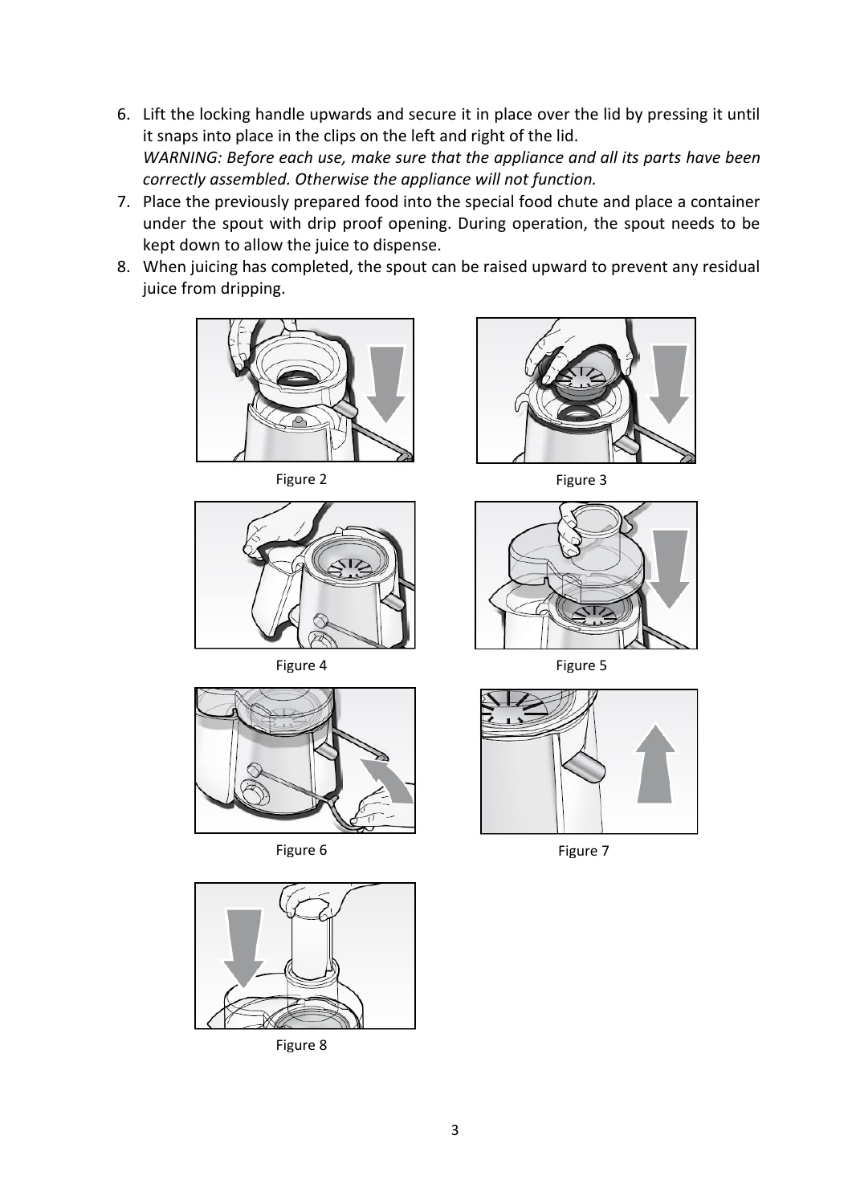6. Lift the locking handle upwards and secure it in place over the lid by pressing it until it snaps into place in the clips on the left and right of the lid.
   *WARNING: Before each use, make sure that the appliance and all its parts have been correctly assembled. Otherwise the appliance will not function.*
7. Place the previously prepared food into the special food chute and place a container under the spout with drip proof opening. During operation, the spout needs to be kept down to allow the juice to dispense.
8. When juicing has completed, the spout can be raised upward to prevent any residual juice from dripping.

Figure 2

Figure 3

Figure 4

Figure 5

Figure 6

Figure 7

Figure 8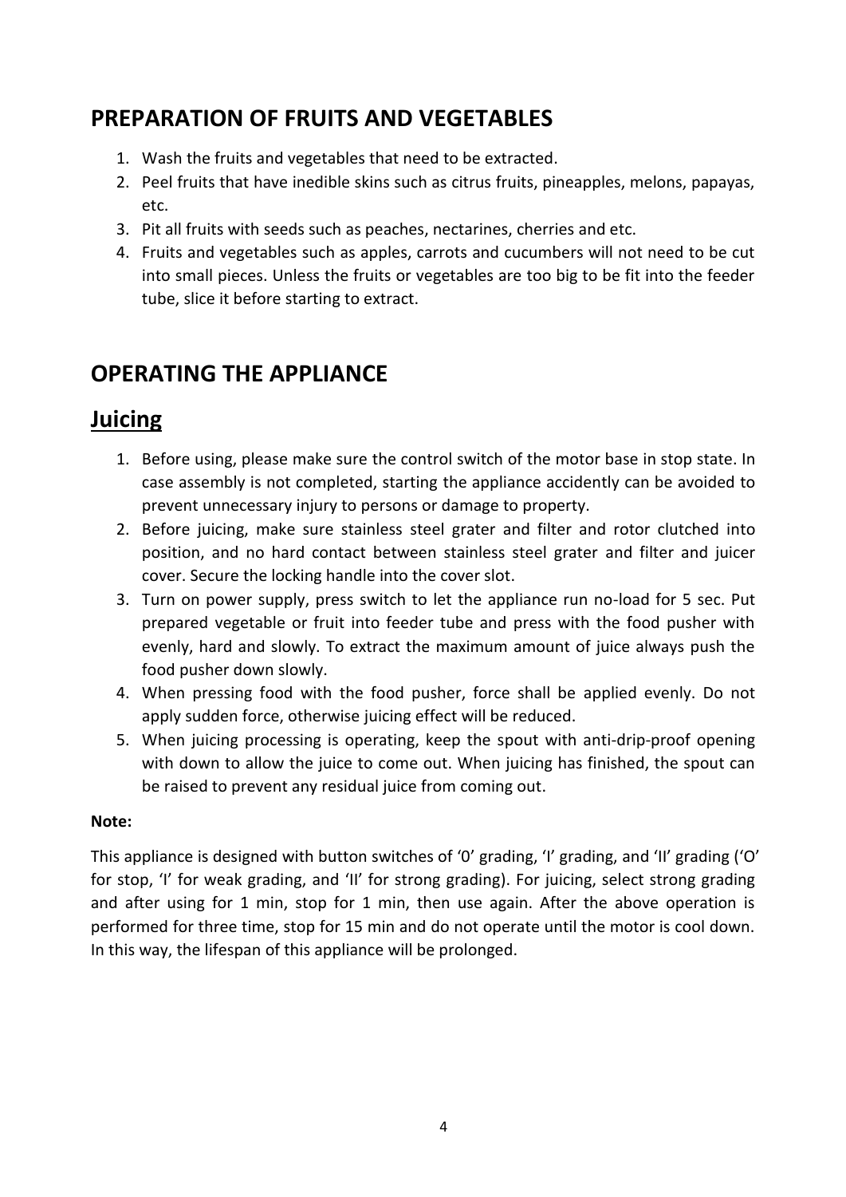## PREPARATION OF FRUITS AND VEGETABLES

1. Wash the fruits and vegetables that need to be extracted.
2. Peel fruits that have inedible skins such as citrus fruits, pineapples, melons, papayas, etc.
3. Pit all fruits with seeds such as peaches, nectarines, cherries and etc.
4. Fruits and vegetables such as apples, carrots and cucumbers will not need to be cut into small pieces. Unless the fruits or vegetables are too big to be fit into the feeder tube, slice it before starting to extract.

## OPERATING THE APPLIANCE

## Juicing

1. Before using, please make sure the control switch of the motor base in stop state. In case assembly is not completed, starting the appliance accidently can be avoided to prevent unnecessary injury to persons or damage to property.
2. Before juicing, make sure stainless steel grater and filter and rotor clutched into position, and no hard contact between stainless steel grater and filter and juicer cover. Secure the locking handle into the cover slot.
3. Turn on power supply, press switch to let the appliance run no-load for 5 sec. Put prepared vegetable or fruit into feeder tube and press with the food pusher with evenly, hard and slowly. To extract the maximum amount of juice always push the food pusher down slowly.
4. When pressing food with the food pusher, force shall be applied evenly. Do not apply sudden force, otherwise juicing effect will be reduced.
5. When juicing processing is operating, keep the spout with anti-drip-proof opening with down to allow the juice to come out. When juicing has finished, the spout can be raised to prevent any residual juice from coming out.

**Note:**

This appliance is designed with button switches of '0' grading, 'I' grading, and 'II' grading ('O' for stop, 'I' for weak grading, and 'II' for strong grading). For juicing, select strong grading and after using for 1 min, stop for 1 min, then use again. After the above operation is performed for three time, stop for 15 min and do not operate until the motor is cool down. In this way, the lifespan of this appliance will be prolonged.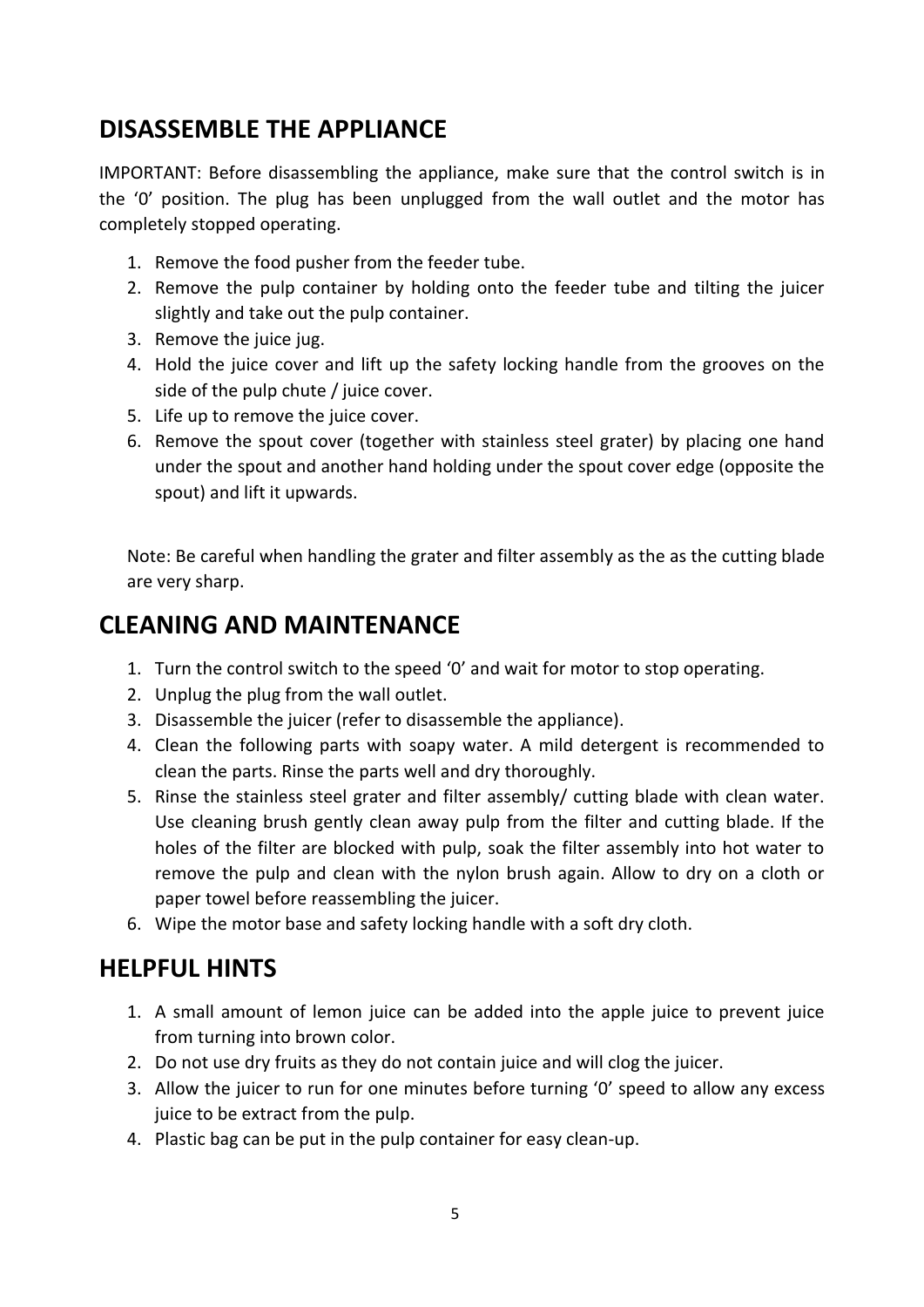## DISASSEMBLE THE APPLIANCE

IMPORTANT: Before disassembling the appliance, make sure that the control switch is in the ‘0’ position. The plug has been unplugged from the wall outlet and the motor has completely stopped operating.

1. Remove the food pusher from the feeder tube.
2. Remove the pulp container by holding onto the feeder tube and tilting the juicer slightly and take out the pulp container.
3. Remove the juice jug.
4. Hold the juice cover and lift up the safety locking handle from the grooves on the side of the pulp chute / juice cover.
5. Life up to remove the juice cover.
6. Remove the spout cover (together with stainless steel grater) by placing one hand under the spout and another hand holding under the spout cover edge (opposite the spout) and lift it upwards.

Note: Be careful when handling the grater and filter assembly as the as the cutting blade are very sharp.

## CLEANING AND MAINTENANCE

1. Turn the control switch to the speed ‘0’ and wait for motor to stop operating.
2. Unplug the plug from the wall outlet.
3. Disassemble the juicer (refer to disassemble the appliance).
4. Clean the following parts with soapy water. A mild detergent is recommended to clean the parts. Rinse the parts well and dry thoroughly.
5. Rinse the stainless steel grater and filter assembly/ cutting blade with clean water. Use cleaning brush gently clean away pulp from the filter and cutting blade. If the holes of the filter are blocked with pulp, soak the filter assembly into hot water to remove the pulp and clean with the nylon brush again. Allow to dry on a cloth or paper towel before reassembling the juicer.
6. Wipe the motor base and safety locking handle with a soft dry cloth.

## HELPFUL HINTS

1. A small amount of lemon juice can be added into the apple juice to prevent juice from turning into brown color.
2. Do not use dry fruits as they do not contain juice and will clog the juicer.
3. Allow the juicer to run for one minutes before turning ‘0’ speed to allow any excess juice to be extract from the pulp.
4. Plastic bag can be put in the pulp container for easy clean-up.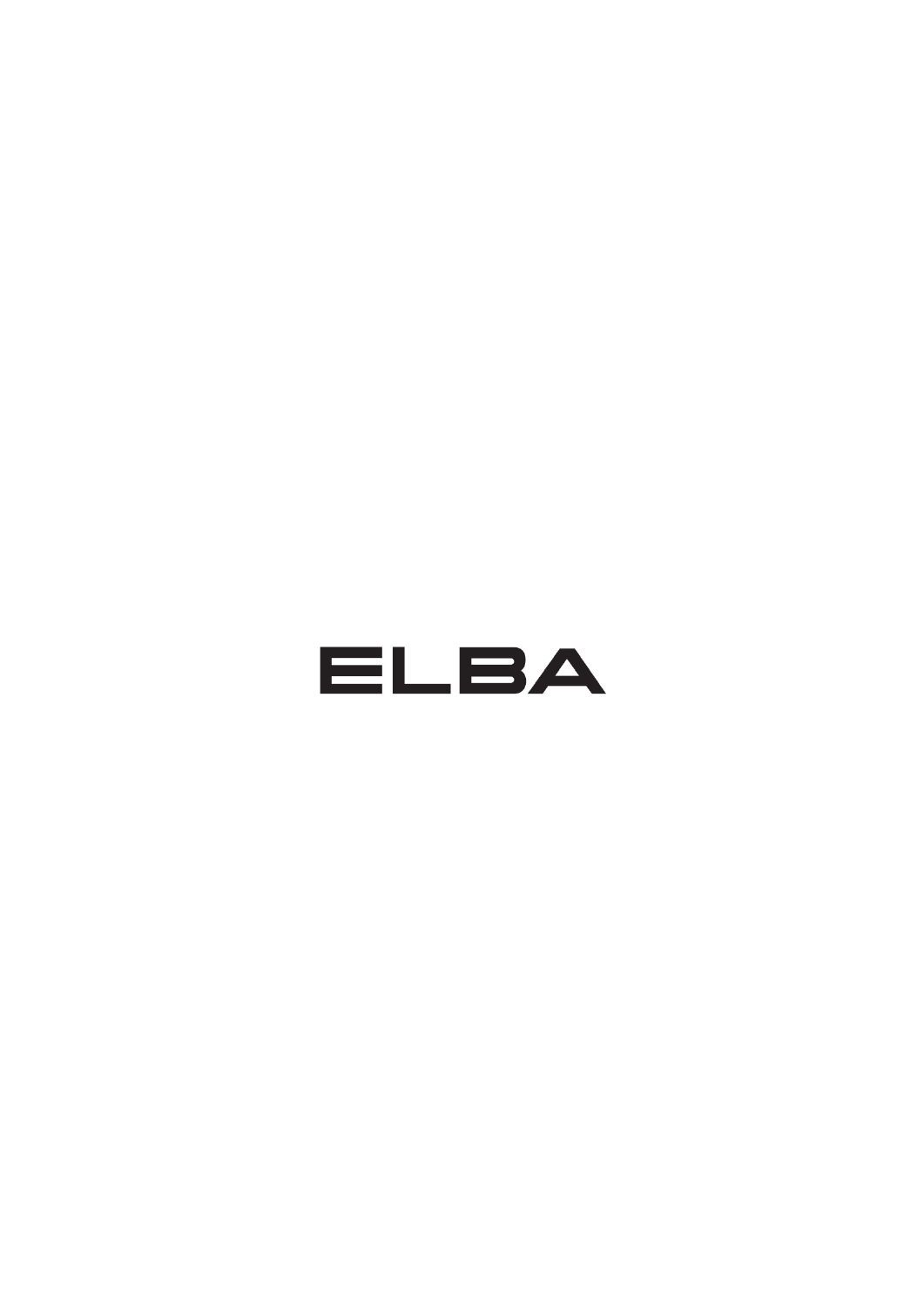ELBA